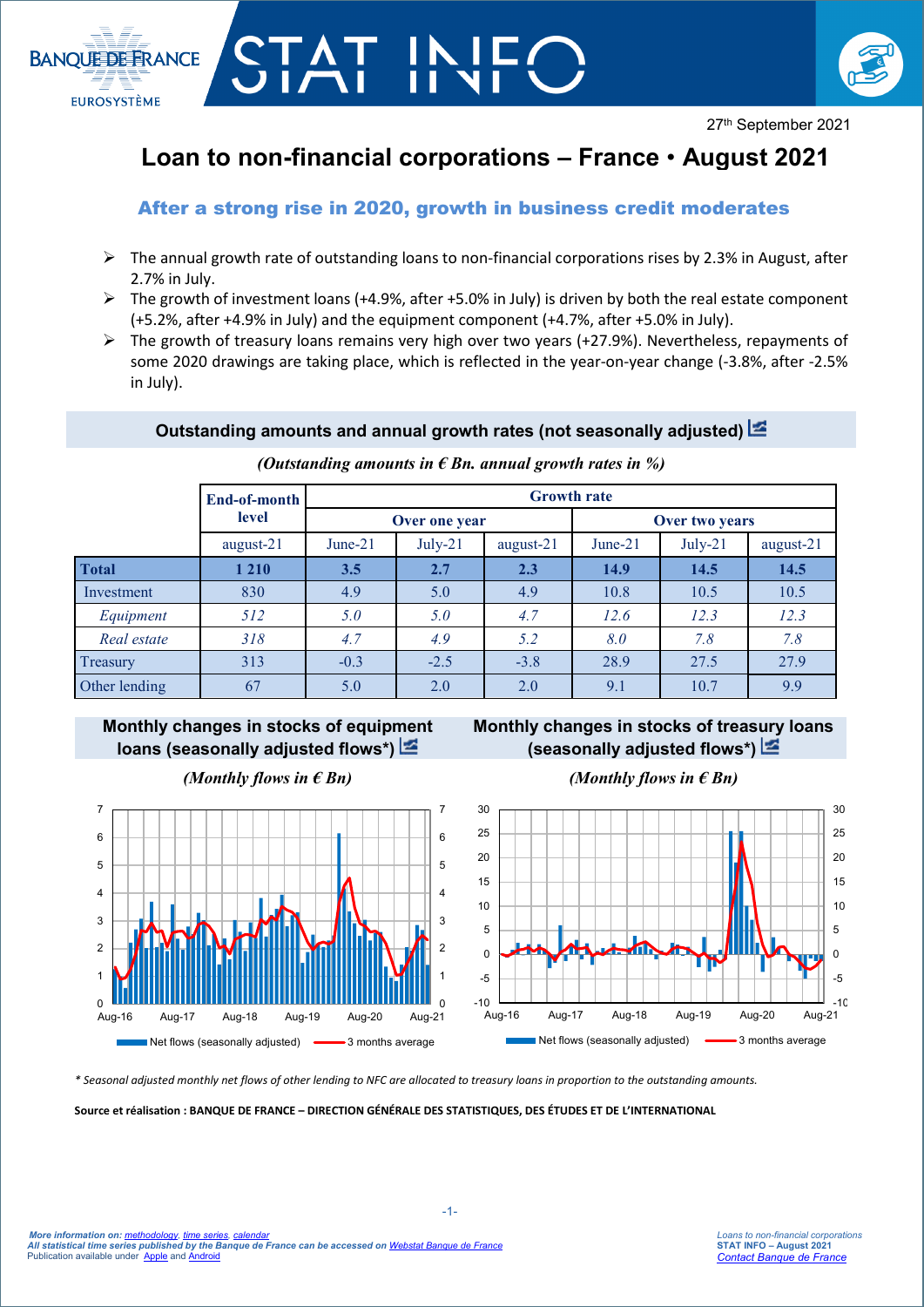BANQUE DE FRANCE
EUROSYSTÈME

# STAT INFO

27th September 2021

# Loan to non-financial corporations – France • August 2021

## After a strong rise in 2020, growth in business credit moderates

- The annual growth rate of outstanding loans to non-financial corporations rises by 2.3% in August, after 2.7% in July.
- The growth of investment loans (+4.9%, after +5.0% in July) is driven by both the real estate component (+5.2%, after +4.9% in July) and the equipment component (+4.7%, after +5.0% in July).
- The growth of treasury loans remains very high over two years (+27.9%). Nevertheless, repayments of some 2020 drawings are taking place, which is reflected in the year-on-year change (-3.8%, after -2.5% in July).

### Outstanding amounts and annual growth rates (not seasonally adjusted)

*(Outstanding amounts in € Bn. annual growth rates in %)*

| | End-of-month level | Growth rate | | | | | |
|---|---|---|---|---|---|---|---|
| | | Over one year | | | Over two years | | |
| | august-21 | June-21 | July-21 | august-21 | June-21 | July-21 | august-21 |
| **Total** | **1 210** | **3.5** | **2.7** | **2.3** | **14.9** | **14.5** | **14.5** |
| Investment | 830 | 4.9 | 5.0 | 4.9 | 10.8 | 10.5 | 10.5 |
| *Equipment* | *512* | *5.0* | *5.0* | *4.7* | *12.6* | *12.3* | *12.3* |
| *Real estate* | *318* | *4.7* | *4.9* | *5.2* | *8.0* | *7.8* | *7.8* |
| Treasury | 313 | -0.3 | -2.5 | -3.8 | 28.9 | 27.5 | 27.9 |
| Other lending | 67 | 5.0 | 2.0 | 2.0 | 9.1 | 10.7 | 9.9 |

### Monthly changes in stocks of equipment loans (seasonally adjusted flows*)

*(Monthly flows in € Bn)*

### Monthly changes in stocks of treasury loans (seasonally adjusted flows*)

*(Monthly flows in € Bn)*

\* Seasonal adjusted monthly net flows of other lending to NFC are allocated to treasury loans in proportion to the outstanding amounts.

**Source et réalisation : BANQUE DE FRANCE – DIRECTION GÉNÉRALE DES STATISTIQUES, DES ÉTUDES ET DE L'INTERNATIONAL**

*More information on: methodology, time series, calendar*
*All statistical time series published by the Banque de France can be accessed on Webstat Banque de France*
Publication available under Apple and Android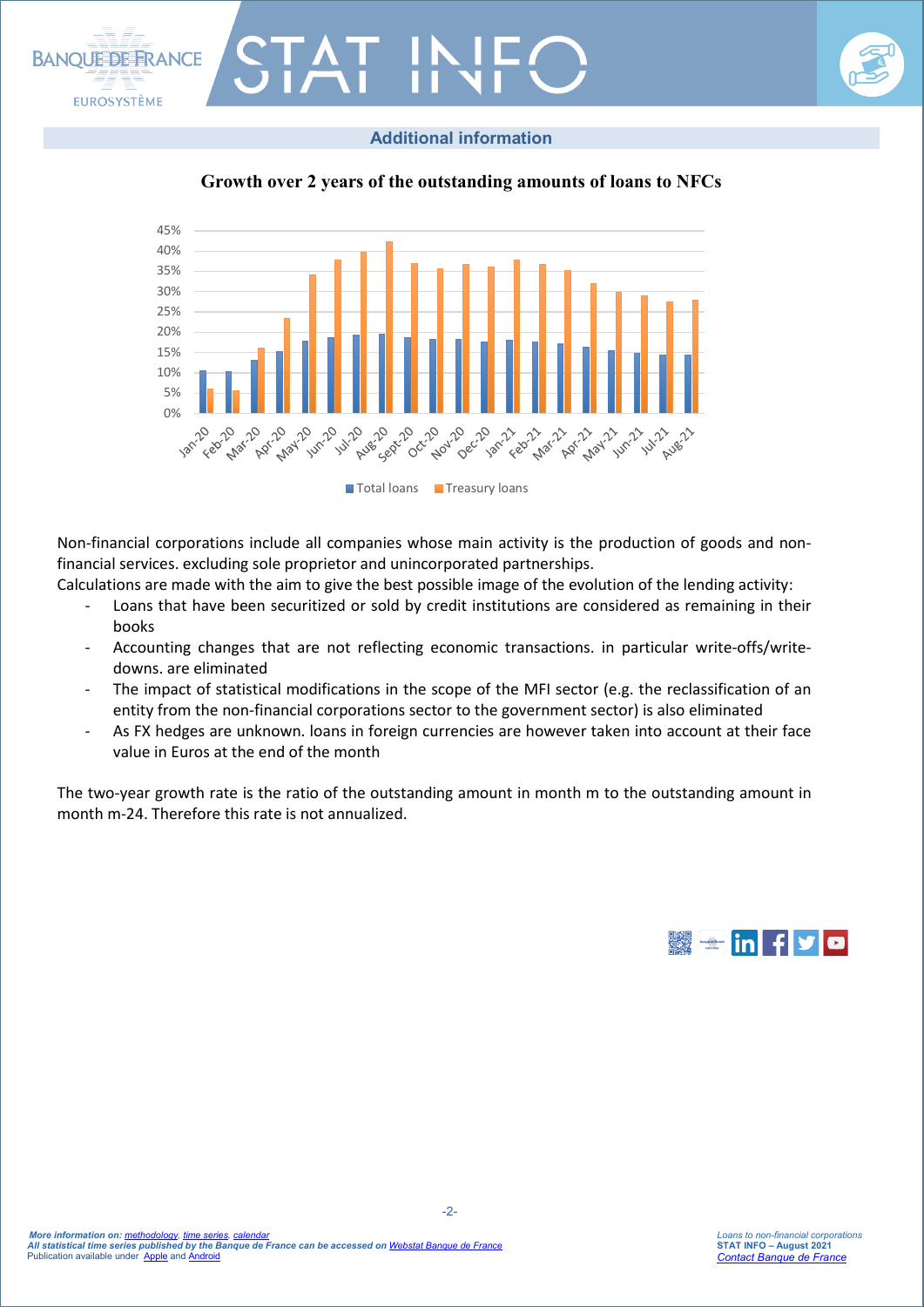## Additional information

**Growth over 2 years of the outstanding amounts of loans to NFCs**

45%
40%
35%
30%
25%
20%
15%
10%
5%
0%

Jan-20 Feb-20 Mar-20 Apr-20 May-20 Jun-20 Jul-20 Aug-20 Sept-20 Oct-20 Nov-20 Dec-20 Jan-21 Feb-21 Mar-21 Apr-21 May-21 Jun-21 Jul-21 Aug-21

Total loans    Treasury loans

Non-financial corporations include all companies whose main activity is the production of goods and non-financial services. excluding sole proprietor and unincorporated partnerships.

Calculations are made with the aim to give the best possible image of the evolution of the lending activity:

- Loans that have been securitized or sold by credit institutions are considered as remaining in their books
- Accounting changes that are not reflecting economic transactions. in particular write-offs/write-downs. are eliminated
- The impact of statistical modifications in the scope of the MFI sector (e.g. the reclassification of an entity from the non-financial corporations sector to the government sector) is also eliminated
- As FX hedges are unknown. loans in foreign currencies are however taken into account at their face value in Euros at the end of the month

The two-year growth rate is the ratio of the outstanding amount in month m to the outstanding amount in month m-24. Therefore this rate is not annualized.

*More information on: methodology, time series, calendar*
***All statistical time series published by the Banque de France can be accessed on Webstat Banque de France***
Publication available under Apple and Android

*Loans to non-financial corporations*
**STAT INFO – August 2021**
*Contact Banque de France*